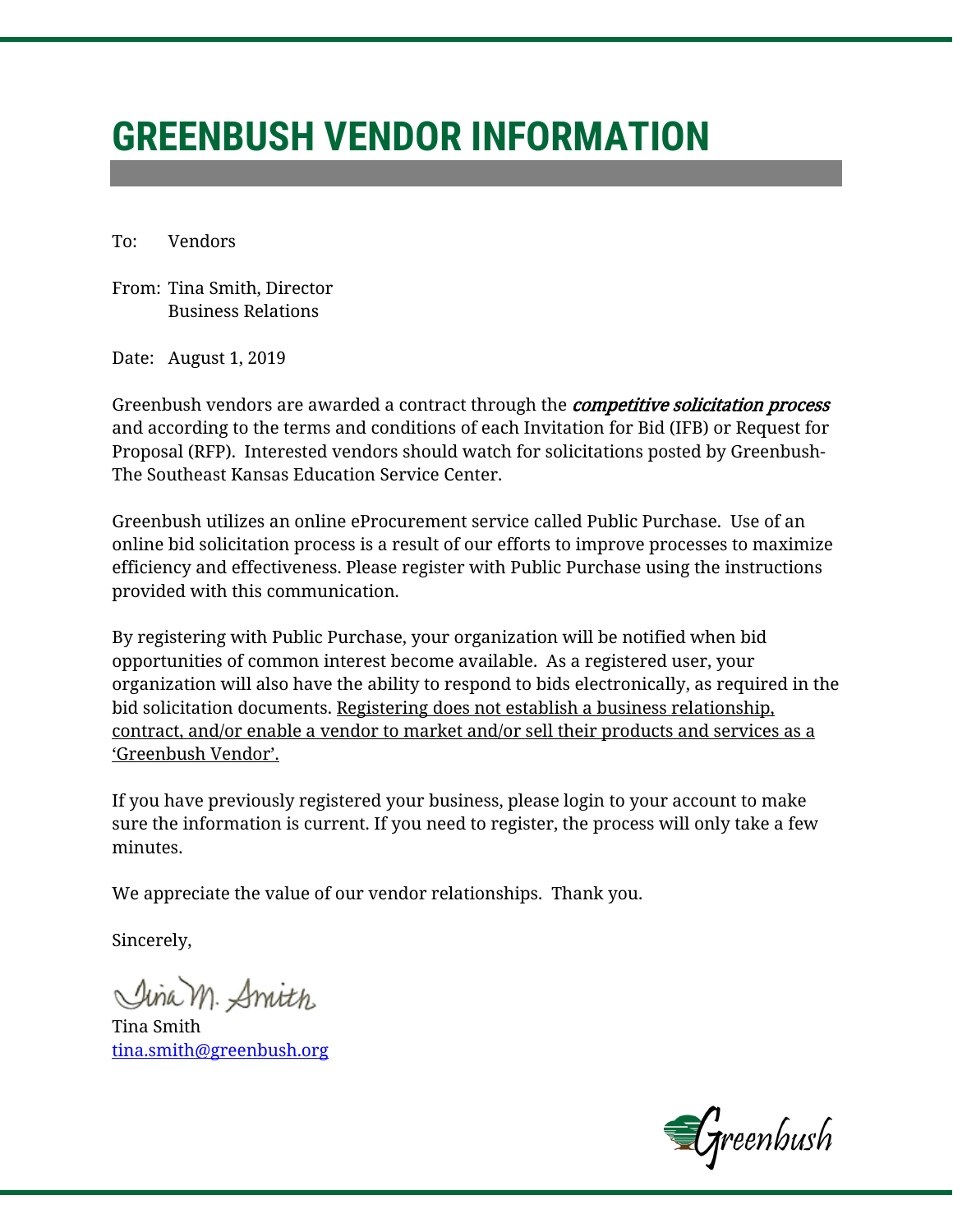# GREENBUSH VENDOR INFORMATION

To: Vendors

From: Tina Smith, Director
Business Relations

Date: August 1, 2019

Greenbush vendors are awarded a contract through the ***competitive solicitation process*** and according to the terms and conditions of each Invitation for Bid (IFB) or Request for Proposal (RFP). Interested vendors should watch for solicitations posted by Greenbush-The Southeast Kansas Education Service Center.

Greenbush utilizes an online eProcurement service called Public Purchase. Use of an online bid solicitation process is a result of our efforts to improve processes to maximize efficiency and effectiveness. Please register with Public Purchase using the instructions provided with this communication.

By registering with Public Purchase, your organization will be notified when bid opportunities of common interest become available. As a registered user, your organization will also have the ability to respond to bids electronically, as required in the bid solicitation documents. <u>Registering does not establish a business relationship, contract, and/or enable a vendor to market and/or sell their products and services as a 'Greenbush Vendor'.</u>

If you have previously registered your business, please login to your account to make sure the information is current. If you need to register, the process will only take a few minutes.

We appreciate the value of our vendor relationships. Thank you.

Sincerely,

Tina Smith
tina.smith@greenbush.org

Greenbush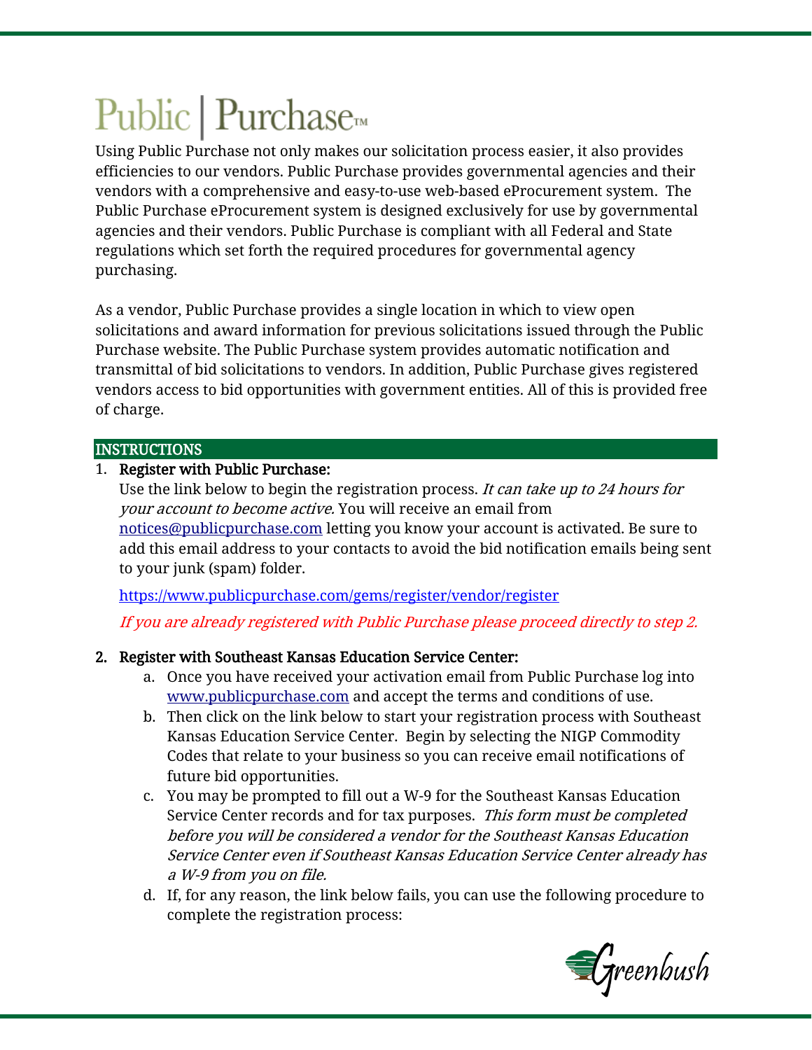# Public | Purchase™

Using Public Purchase not only makes our solicitation process easier, it also provides efficiencies to our vendors. Public Purchase provides governmental agencies and their vendors with a comprehensive and easy-to-use web-based eProcurement system. The Public Purchase eProcurement system is designed exclusively for use by governmental agencies and their vendors. Public Purchase is compliant with all Federal and State regulations which set forth the required procedures for governmental agency purchasing.

As a vendor, Public Purchase provides a single location in which to view open solicitations and award information for previous solicitations issued through the Public Purchase website. The Public Purchase system provides automatic notification and transmittal of bid solicitations to vendors. In addition, Public Purchase gives registered vendors access to bid opportunities with government entities. All of this is provided free of charge.

## INSTRUCTIONS

1. **Register with Public Purchase:**
   Use the link below to begin the registration process. *It can take up to 24 hours for your account to become active.* You will receive an email from notices@publicpurchase.com letting you know your account is activated. Be sure to add this email address to your contacts to avoid the bid notification emails being sent to your junk (spam) folder.

   https://www.publicpurchase.com/gems/register/vendor/register

   *If you are already registered with Public Purchase please proceed directly to step 2.*

2. **Register with Southeast Kansas Education Service Center:**
   a. Once you have received your activation email from Public Purchase log into www.publicpurchase.com and accept the terms and conditions of use.
   b. Then click on the link below to start your registration process with Southeast Kansas Education Service Center. Begin by selecting the NIGP Commodity Codes that relate to your business so you can receive email notifications of future bid opportunities.
   c. You may be prompted to fill out a W-9 for the Southeast Kansas Education Service Center records and for tax purposes. *This form must be completed before you will be considered a vendor for the Southeast Kansas Education Service Center even if Southeast Kansas Education Service Center already has a W-9 from you on file.*
   d. If, for any reason, the link below fails, you can use the following procedure to complete the registration process: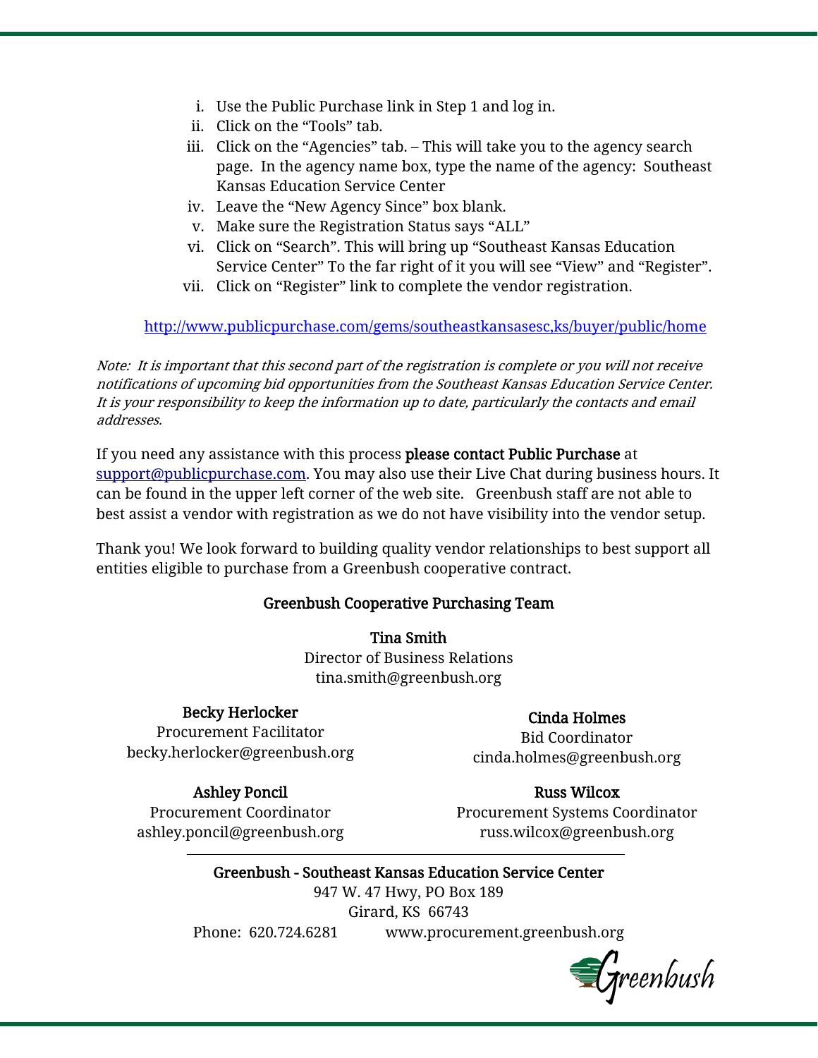i. Use the Public Purchase link in Step 1 and log in.
ii. Click on the "Tools" tab.
iii. Click on the "Agencies" tab. – This will take you to the agency search page. In the agency name box, type the name of the agency: Southeast Kansas Education Service Center
iv. Leave the "New Agency Since" box blank.
v. Make sure the Registration Status says "ALL"
vi. Click on "Search". This will bring up "Southeast Kansas Education Service Center" To the far right of it you will see "View" and "Register".
vii. Click on "Register" link to complete the vendor registration.

http://www.publicpurchase.com/gems/southeastkansasesc,ks/buyer/public/home

*Note: It is important that this second part of the registration is complete or you will not receive notifications of upcoming bid opportunities from the Southeast Kansas Education Service Center. It is your responsibility to keep the information up to date, particularly the contacts and email addresses.*

If you need any assistance with this process **please contact Public Purchase** at support@publicpurchase.com. You may also use their Live Chat during business hours. It can be found in the upper left corner of the web site. Greenbush staff are not able to best assist a vendor with registration as we do not have visibility into the vendor setup.

Thank you! We look forward to building quality vendor relationships to best support all entities eligible to purchase from a Greenbush cooperative contract.

**Greenbush Cooperative Purchasing Team**

**Tina Smith**
Director of Business Relations
tina.smith@greenbush.org

**Becky Herlocker**
Procurement Facilitator
becky.herlocker@greenbush.org

**Cinda Holmes**
Bid Coordinator
cinda.holmes@greenbush.org

**Ashley Poncil**
Procurement Coordinator
ashley.poncil@greenbush.org

**Russ Wilcox**
Procurement Systems Coordinator
russ.wilcox@greenbush.org

---

**Greenbush - Southeast Kansas Education Service Center**
947 W. 47 Hwy, PO Box 189
Girard, KS 66743
Phone: 620.724.6281 www.procurement.greenbush.org

Greenbush